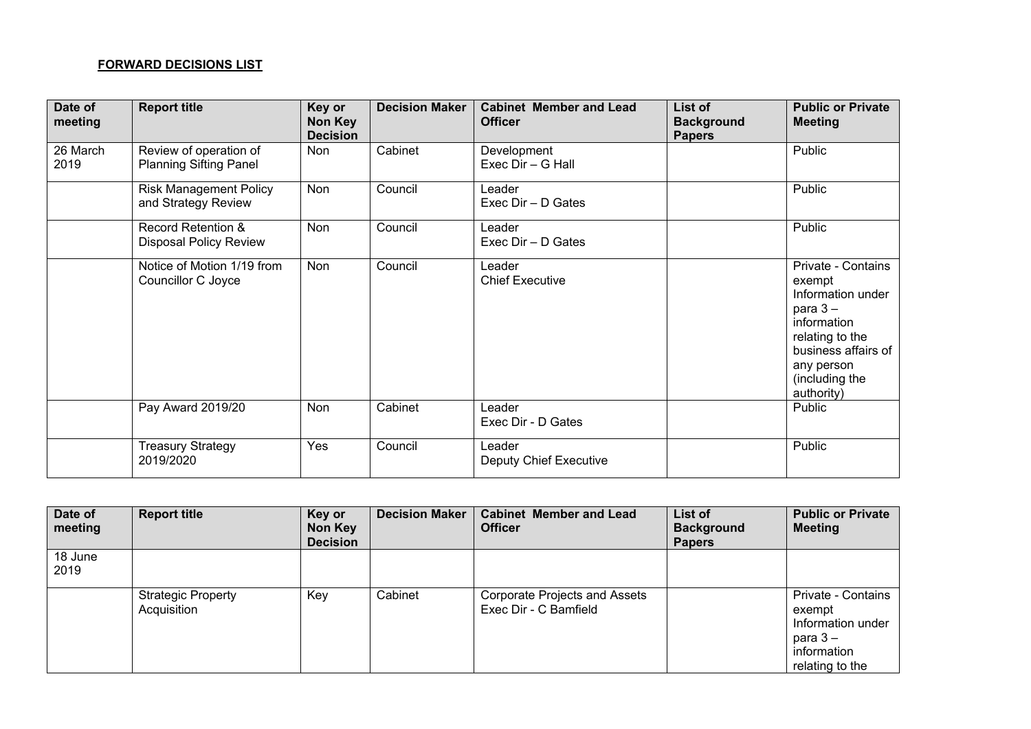**FORWARD DECISIONS LIST**

| Date of meeting | Report title | Key or Non Key Decision | Decision Maker | Cabinet Member and Lead Officer | List of Background Papers | Public or Private Meeting |
|---|---|---|---|---|---|---|
| 26 March 2019 | Review of operation of Planning Sifting Panel | Non | Cabinet | Development<br>Exec Dir – G Hall | | Public |
| | Risk Management Policy and Strategy Review | Non | Council | Leader<br>Exec Dir – D Gates | | Public |
| | Record Retention & Disposal Policy Review | Non | Council | Leader<br>Exec Dir – D Gates | | Public |
| | Notice of Motion 1/19 from Councillor C Joyce | Non | Council | Leader<br>Chief Executive | | Private - Contains exempt Information under para 3 – information relating to the business affairs of any person (including the authority) |
| | Pay Award 2019/20 | Non | Cabinet | Leader<br>Exec Dir - D Gates | | Public |
| | Treasury Strategy 2019/2020 | Yes | Council | Leader<br>Deputy Chief Executive | | Public |

| Date of meeting | Report title | Key or Non Key Decision | Decision Maker | Cabinet Member and Lead Officer | List of Background Papers | Public or Private Meeting |
|---|---|---|---|---|---|---|
| 18 June 2019 | | | | | | |
| | Strategic Property Acquisition | Key | Cabinet | Corporate Projects and Assets<br>Exec Dir - C Bamfield | | Private - Contains exempt Information under para 3 – information relating to the |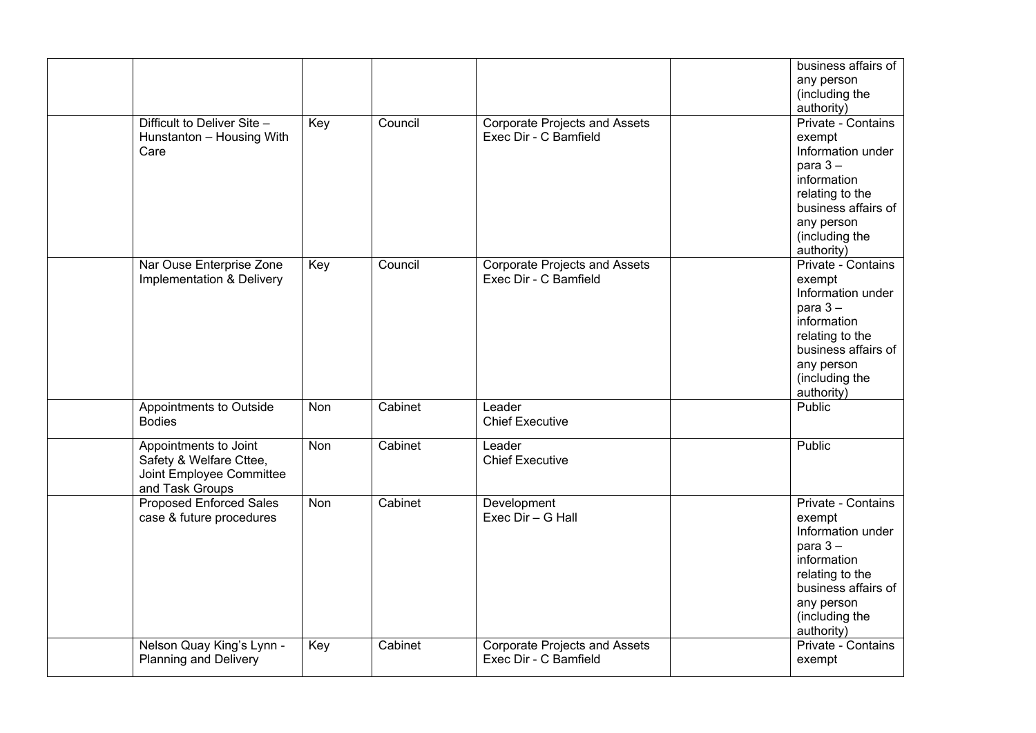| | | | | | | |
|---|---|---|---|---|---|---|
| | | | | | | business affairs of any person (including the authority) |
| | Difficult to Deliver Site – Hunstanton – Housing With Care | Key | Council | Corporate Projects and Assets Exec Dir - C Bamfield | | Private - Contains exempt Information under para 3 – information relating to the business affairs of any person (including the authority) |
| | Nar Ouse Enterprise Zone Implementation & Delivery | Key | Council | Corporate Projects and Assets Exec Dir - C Bamfield | | Private - Contains exempt Information under para 3 – information relating to the business affairs of any person (including the authority) |
| | Appointments to Outside Bodies | Non | Cabinet | Leader Chief Executive | | Public |
| | Appointments to Joint Safety & Welfare Cttee, Joint Employee Committee and Task Groups | Non | Cabinet | Leader Chief Executive | | Public |
| | Proposed Enforced Sales case & future procedures | Non | Cabinet | Development Exec Dir – G Hall | | Private - Contains exempt Information under para 3 – information relating to the business affairs of any person (including the authority) |
| | Nelson Quay King's Lynn - Planning and Delivery | Key | Cabinet | Corporate Projects and Assets Exec Dir - C Bamfield | | Private - Contains exempt |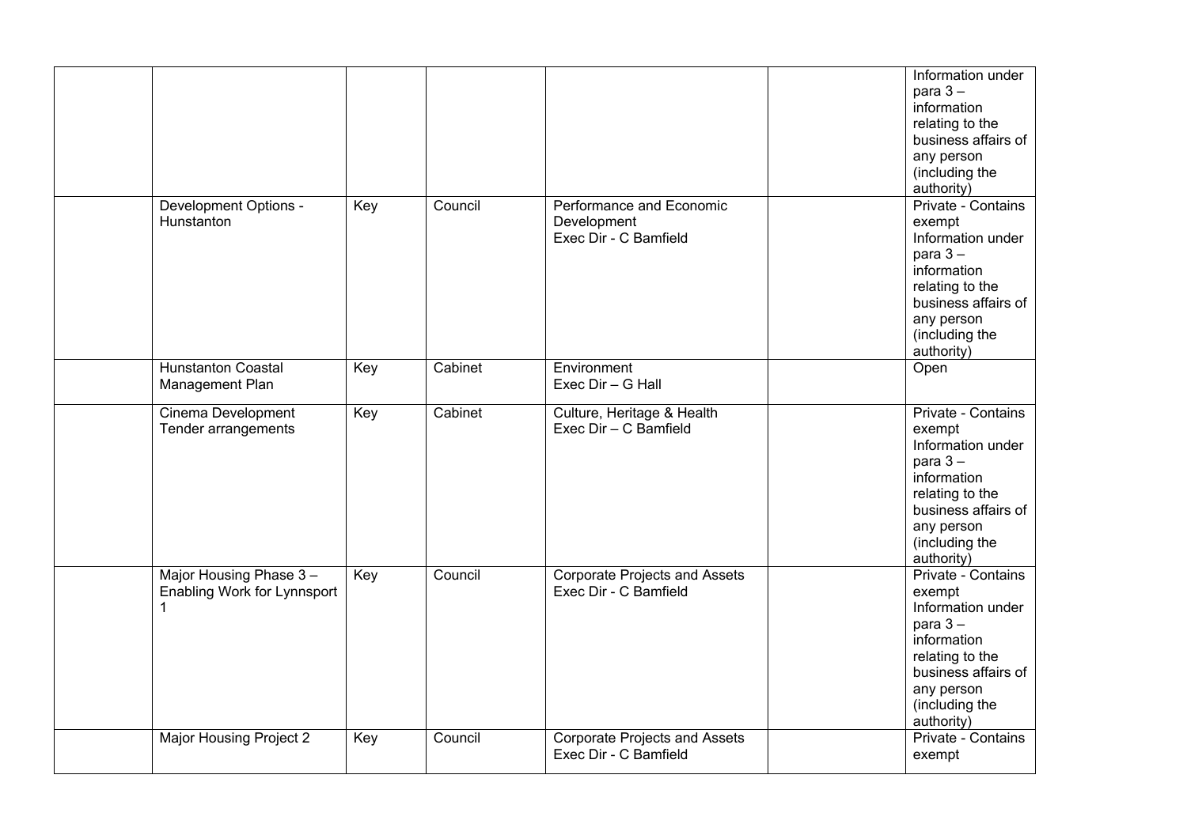| | | | | | | |
|---|---|---|---|---|---|---|
| | | | | | | Information under para 3 – information relating to the business affairs of any person (including the authority) |
| | Development Options - Hunstanton | Key | Council | Performance and Economic Development<br>Exec Dir - C Bamfield | | Private - Contains exempt Information under para 3 – information relating to the business affairs of any person (including the authority) |
| | Hunstanton Coastal Management Plan | Key | Cabinet | Environment<br>Exec Dir – G Hall | | Open |
| | Cinema Development Tender arrangements | Key | Cabinet | Culture, Heritage & Health<br>Exec Dir – C Bamfield | | Private - Contains exempt Information under para 3 – information relating to the business affairs of any person (including the authority) |
| | Major Housing Phase 3 – Enabling Work for Lynnsport 1 | Key | Council | Corporate Projects and Assets<br>Exec Dir - C Bamfield | | Private - Contains exempt Information under para 3 – information relating to the business affairs of any person (including the authority) |
| | Major Housing Project 2 | Key | Council | Corporate Projects and Assets<br>Exec Dir - C Bamfield | | Private - Contains exempt |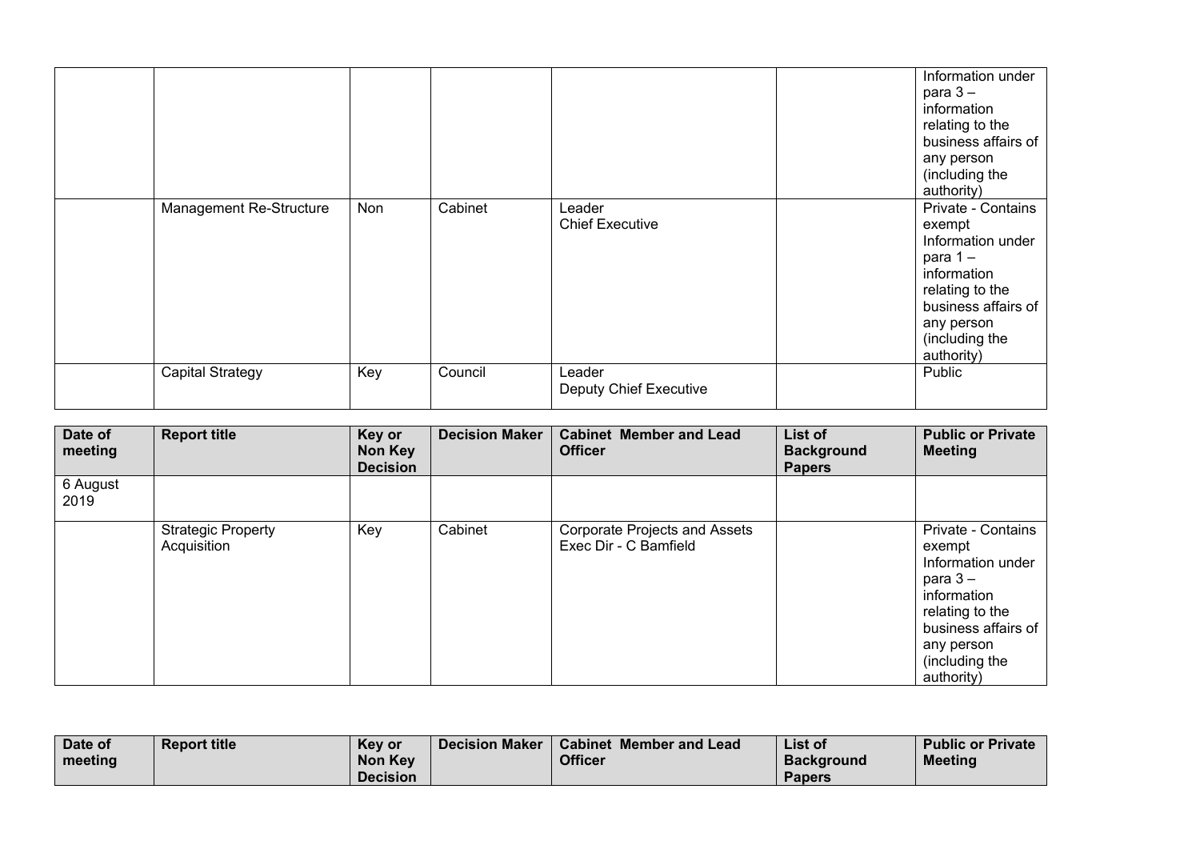| | | | | | | Information under para 3 – information relating to the business affairs of any person (including the authority) |
|---|---|---|---|---|---|---|
| | Management Re-Structure | Non | Cabinet | Leader<br>Chief Executive | | Private - Contains exempt Information under para 1 – information relating to the business affairs of any person (including the authority) |
| | Capital Strategy | Key | Council | Leader<br>Deputy Chief Executive | | Public |

| **Date of meeting** | **Report title** | **Key or Non Key Decision** | **Decision Maker** | **Cabinet Member and Lead Officer** | **List of Background Papers** | **Public or Private Meeting** |
|---|---|---|---|---|---|---|
| 6 August 2019 | | | | | | |
| | Strategic Property Acquisition | Key | Cabinet | Corporate Projects and Assets<br>Exec Dir - C Bamfield | | Private - Contains exempt Information under para 3 – information relating to the business affairs of any person (including the authority) |

| **Date of meeting** | **Report title** | **Key or Non Key Decision** | **Decision Maker** | **Cabinet Member and Lead Officer** | **List of Background Papers** | **Public or Private Meeting** |
|---|---|---|---|---|---|---|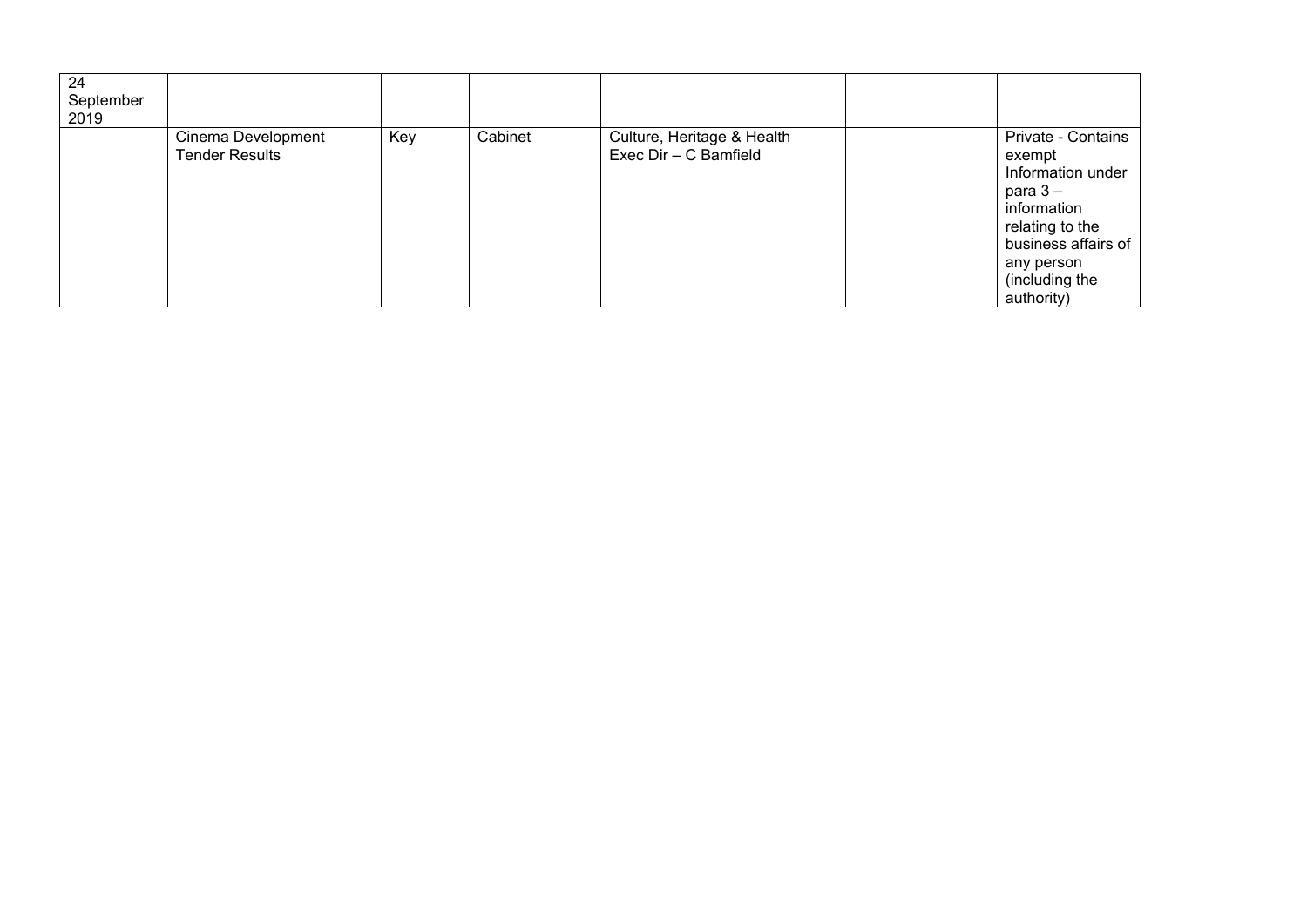| | | | | | | |
|---|---|---|---|---|---|---|
| 24 September 2019 | | | | | | |
| | Cinema Development Tender Results | Key | Cabinet | Culture, Heritage & Health Exec Dir – C Bamfield | | Private - Contains exempt Information under para 3 – information relating to the business affairs of any person (including the authority) |